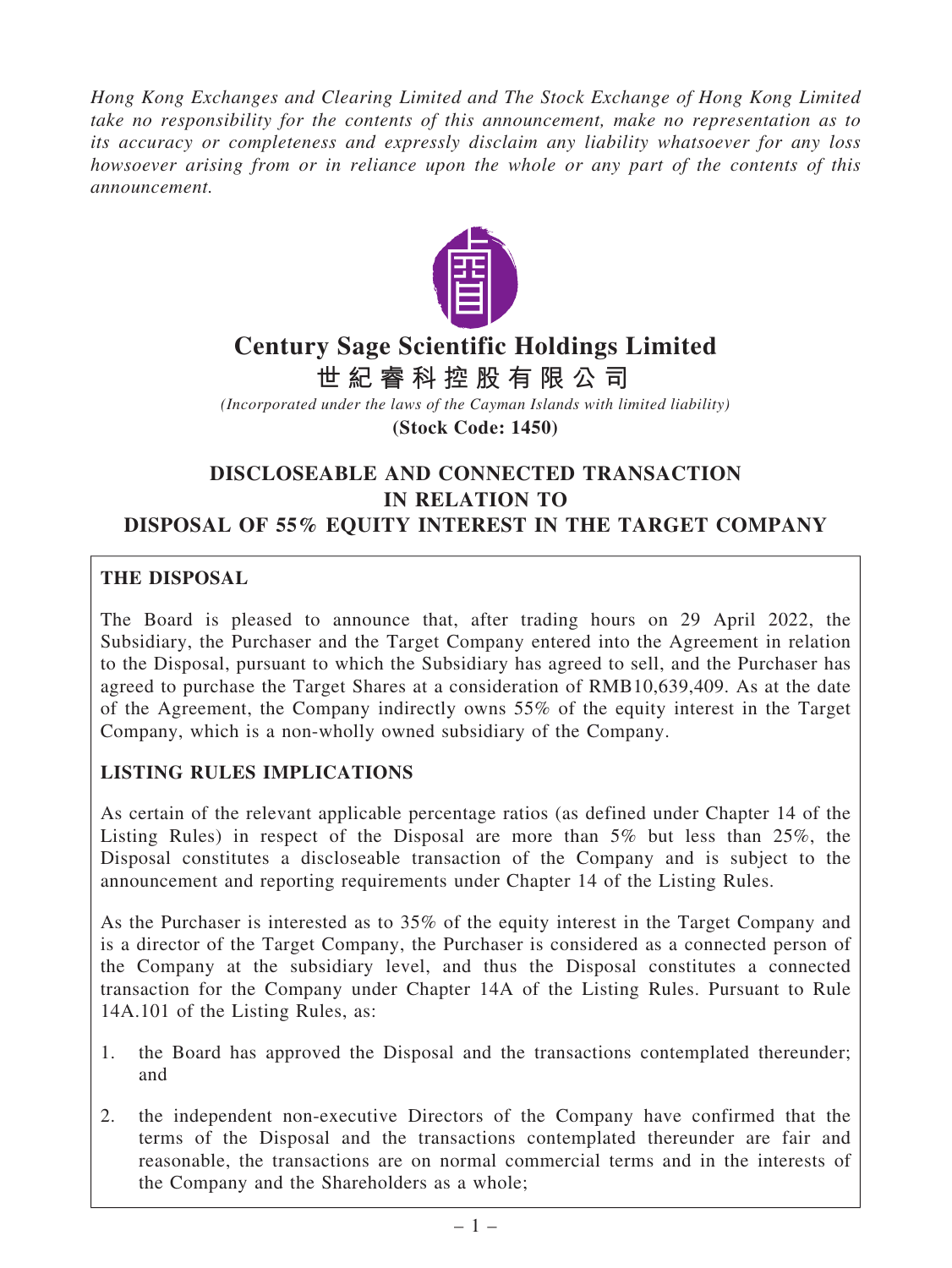*Hong Kong Exchanges and Clearing Limited and The Stock Exchange of Hong Kong Limited take no responsibility for the contents of this announcement, make no representation as to its accuracy or completeness and expressly disclaim any liability whatsoever for any loss howsoever arising from or in reliance upon the whole or any part of the contents of this announcement.*

# Century Sage Scientific Holdings Limited
# 世紀睿科控股有限公司

*(Incorporated under the laws of the Cayman Islands with limited liability)*

**(Stock Code: 1450)**

## DISCLOSEABLE AND CONNECTED TRANSACTION IN RELATION TO DISPOSAL OF 55% EQUITY INTEREST IN THE TARGET COMPANY

### THE DISPOSAL

The Board is pleased to announce that, after trading hours on 29 April 2022, the Subsidiary, the Purchaser and the Target Company entered into the Agreement in relation to the Disposal, pursuant to which the Subsidiary has agreed to sell, and the Purchaser has agreed to purchase the Target Shares at a consideration of RMB10,639,409. As at the date of the Agreement, the Company indirectly owns 55% of the equity interest in the Target Company, which is a non-wholly owned subsidiary of the Company.

### LISTING RULES IMPLICATIONS

As certain of the relevant applicable percentage ratios (as defined under Chapter 14 of the Listing Rules) in respect of the Disposal are more than 5% but less than 25%, the Disposal constitutes a discloseable transaction of the Company and is subject to the announcement and reporting requirements under Chapter 14 of the Listing Rules.

As the Purchaser is interested as to 35% of the equity interest in the Target Company and is a director of the Target Company, the Purchaser is considered as a connected person of the Company at the subsidiary level, and thus the Disposal constitutes a connected transaction for the Company under Chapter 14A of the Listing Rules. Pursuant to Rule 14A.101 of the Listing Rules, as:

1. the Board has approved the Disposal and the transactions contemplated thereunder; and

2. the independent non-executive Directors of the Company have confirmed that the terms of the Disposal and the transactions contemplated thereunder are fair and reasonable, the transactions are on normal commercial terms and in the interests of the Company and the Shareholders as a whole;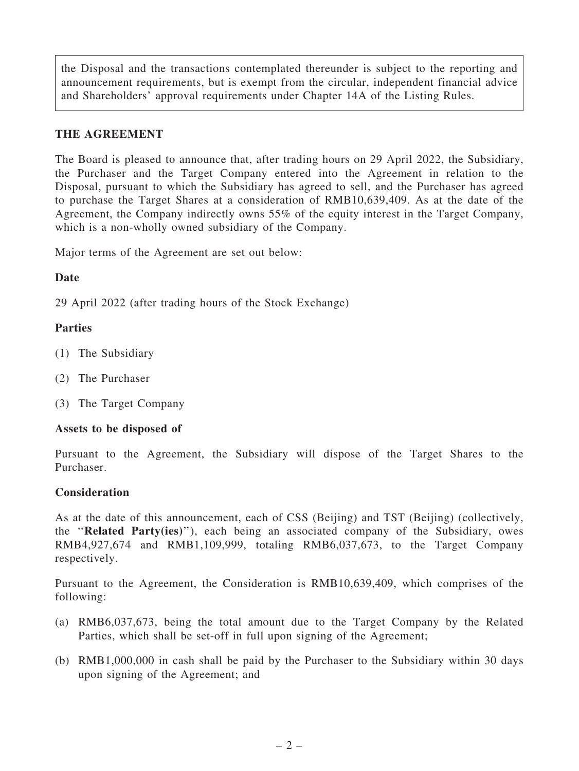the Disposal and the transactions contemplated thereunder is subject to the reporting and announcement requirements, but is exempt from the circular, independent financial advice and Shareholders' approval requirements under Chapter 14A of the Listing Rules.

## THE AGREEMENT

The Board is pleased to announce that, after trading hours on 29 April 2022, the Subsidiary, the Purchaser and the Target Company entered into the Agreement in relation to the Disposal, pursuant to which the Subsidiary has agreed to sell, and the Purchaser has agreed to purchase the Target Shares at a consideration of RMB10,639,409. As at the date of the Agreement, the Company indirectly owns 55% of the equity interest in the Target Company, which is a non-wholly owned subsidiary of the Company.

Major terms of the Agreement are set out below:

### Date

29 April 2022 (after trading hours of the Stock Exchange)

### Parties

(1) The Subsidiary

(2) The Purchaser

(3) The Target Company

### Assets to be disposed of

Pursuant to the Agreement, the Subsidiary will dispose of the Target Shares to the Purchaser.

### Consideration

As at the date of this announcement, each of CSS (Beijing) and TST (Beijing) (collectively, the "**Related Party(ies)**"), each being an associated company of the Subsidiary, owes RMB4,927,674 and RMB1,109,999, totaling RMB6,037,673, to the Target Company respectively.

Pursuant to the Agreement, the Consideration is RMB10,639,409, which comprises of the following:

(a) RMB6,037,673, being the total amount due to the Target Company by the Related Parties, which shall be set-off in full upon signing of the Agreement;

(b) RMB1,000,000 in cash shall be paid by the Purchaser to the Subsidiary within 30 days upon signing of the Agreement; and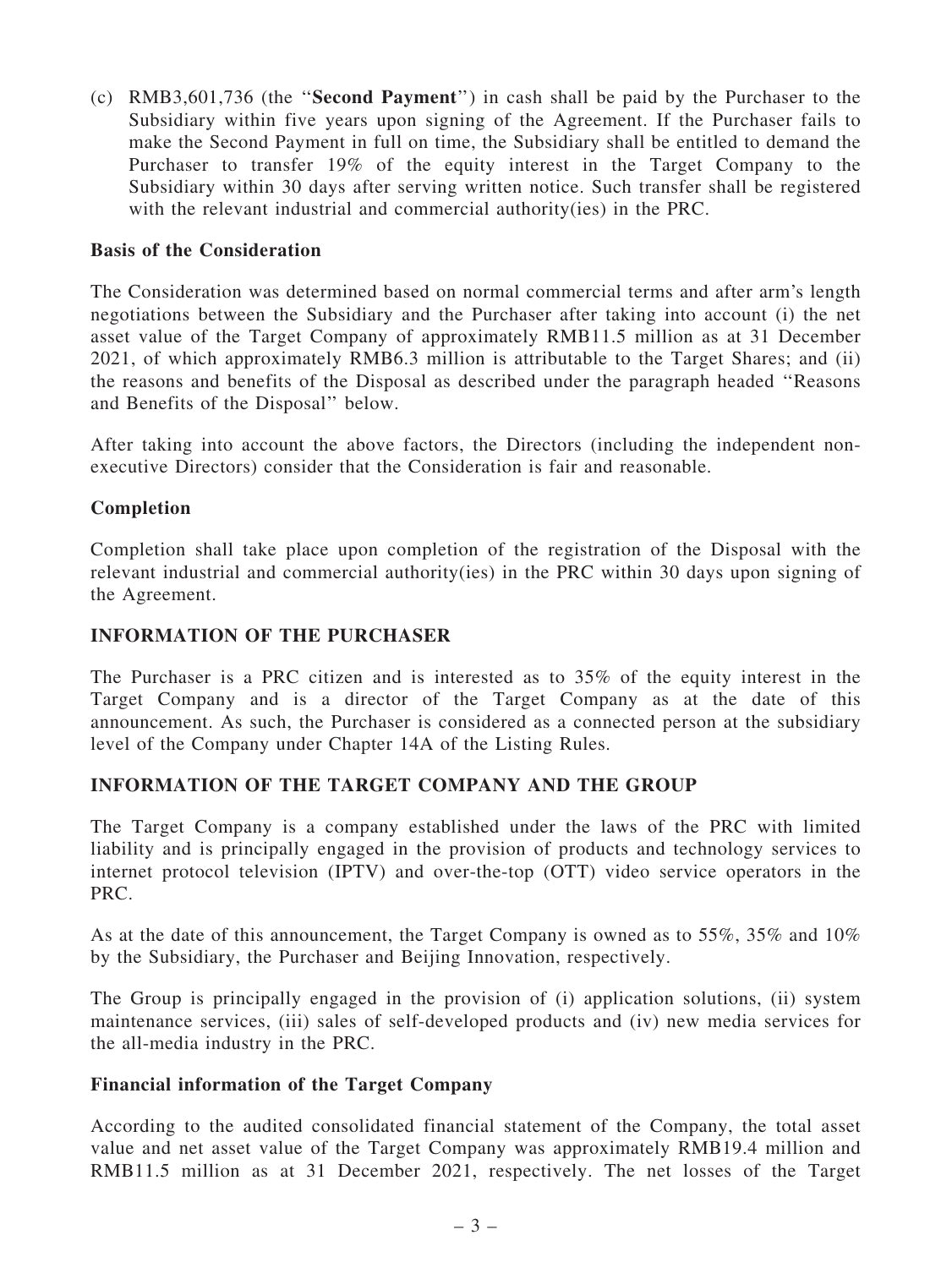(c) RMB3,601,736 (the "**Second Payment**") in cash shall be paid by the Purchaser to the Subsidiary within five years upon signing of the Agreement. If the Purchaser fails to make the Second Payment in full on time, the Subsidiary shall be entitled to demand the Purchaser to transfer 19% of the equity interest in the Target Company to the Subsidiary within 30 days after serving written notice. Such transfer shall be registered with the relevant industrial and commercial authority(ies) in the PRC.

**Basis of the Consideration**

The Consideration was determined based on normal commercial terms and after arm's length negotiations between the Subsidiary and the Purchaser after taking into account (i) the net asset value of the Target Company of approximately RMB11.5 million as at 31 December 2021, of which approximately RMB6.3 million is attributable to the Target Shares; and (ii) the reasons and benefits of the Disposal as described under the paragraph headed "Reasons and Benefits of the Disposal" below.

After taking into account the above factors, the Directors (including the independent non-executive Directors) consider that the Consideration is fair and reasonable.

**Completion**

Completion shall take place upon completion of the registration of the Disposal with the relevant industrial and commercial authority(ies) in the PRC within 30 days upon signing of the Agreement.

## INFORMATION OF THE PURCHASER

The Purchaser is a PRC citizen and is interested as to 35% of the equity interest in the Target Company and is a director of the Target Company as at the date of this announcement. As such, the Purchaser is considered as a connected person at the subsidiary level of the Company under Chapter 14A of the Listing Rules.

## INFORMATION OF THE TARGET COMPANY AND THE GROUP

The Target Company is a company established under the laws of the PRC with limited liability and is principally engaged in the provision of products and technology services to internet protocol television (IPTV) and over-the-top (OTT) video service operators in the PRC.

As at the date of this announcement, the Target Company is owned as to 55%, 35% and 10% by the Subsidiary, the Purchaser and Beijing Innovation, respectively.

The Group is principally engaged in the provision of (i) application solutions, (ii) system maintenance services, (iii) sales of self-developed products and (iv) new media services for the all-media industry in the PRC.

**Financial information of the Target Company**

According to the audited consolidated financial statement of the Company, the total asset value and net asset value of the Target Company was approximately RMB19.4 million and RMB11.5 million as at 31 December 2021, respectively. The net losses of the Target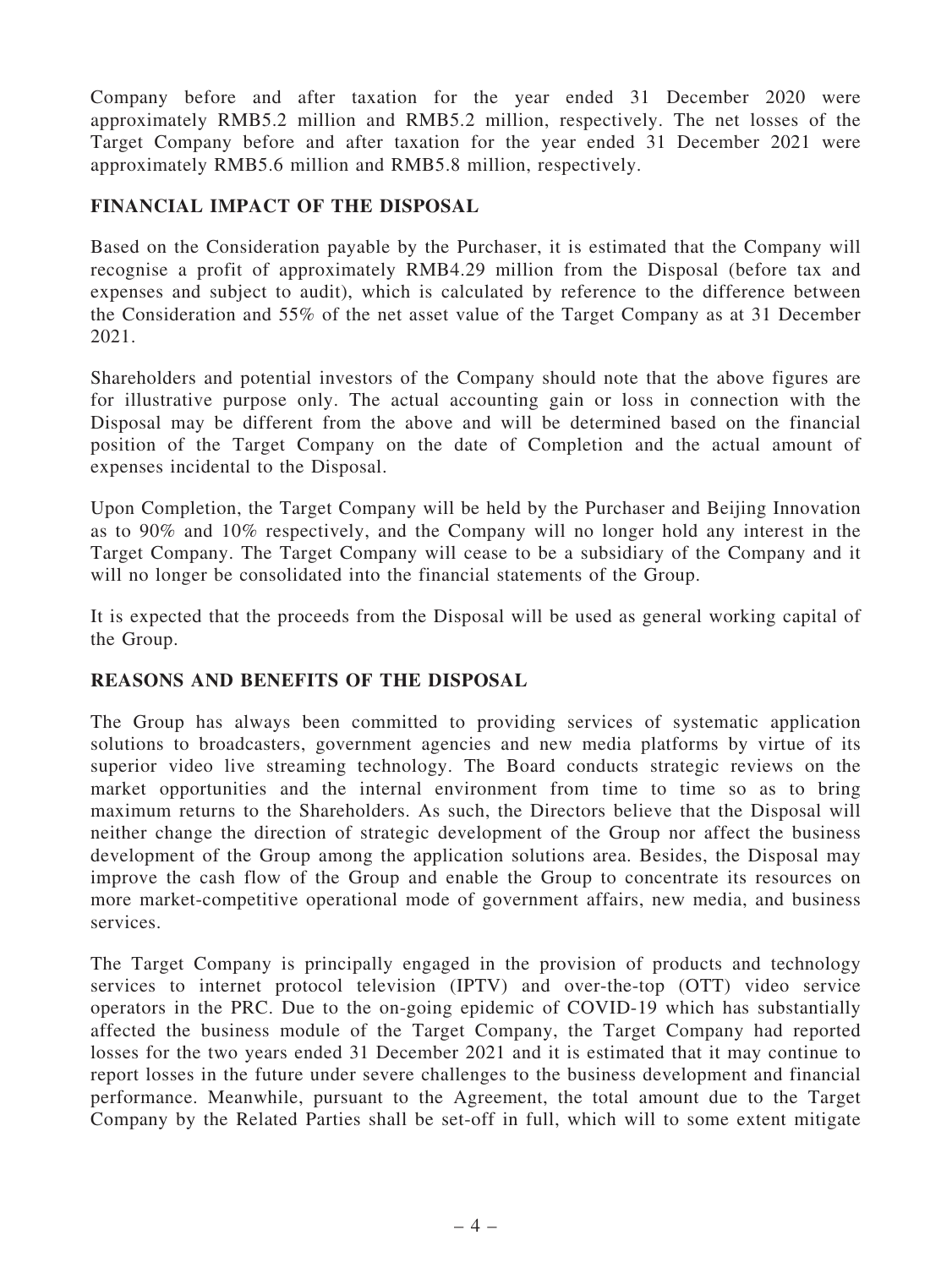Company before and after taxation for the year ended 31 December 2020 were approximately RMB5.2 million and RMB5.2 million, respectively. The net losses of the Target Company before and after taxation for the year ended 31 December 2021 were approximately RMB5.6 million and RMB5.8 million, respectively.

## FINANCIAL IMPACT OF THE DISPOSAL

Based on the Consideration payable by the Purchaser, it is estimated that the Company will recognise a profit of approximately RMB4.29 million from the Disposal (before tax and expenses and subject to audit), which is calculated by reference to the difference between the Consideration and 55% of the net asset value of the Target Company as at 31 December 2021.

Shareholders and potential investors of the Company should note that the above figures are for illustrative purpose only. The actual accounting gain or loss in connection with the Disposal may be different from the above and will be determined based on the financial position of the Target Company on the date of Completion and the actual amount of expenses incidental to the Disposal.

Upon Completion, the Target Company will be held by the Purchaser and Beijing Innovation as to 90% and 10% respectively, and the Company will no longer hold any interest in the Target Company. The Target Company will cease to be a subsidiary of the Company and it will no longer be consolidated into the financial statements of the Group.

It is expected that the proceeds from the Disposal will be used as general working capital of the Group.

## REASONS AND BENEFITS OF THE DISPOSAL

The Group has always been committed to providing services of systematic application solutions to broadcasters, government agencies and new media platforms by virtue of its superior video live streaming technology. The Board conducts strategic reviews on the market opportunities and the internal environment from time to time so as to bring maximum returns to the Shareholders. As such, the Directors believe that the Disposal will neither change the direction of strategic development of the Group nor affect the business development of the Group among the application solutions area. Besides, the Disposal may improve the cash flow of the Group and enable the Group to concentrate its resources on more market-competitive operational mode of government affairs, new media, and business services.

The Target Company is principally engaged in the provision of products and technology services to internet protocol television (IPTV) and over-the-top (OTT) video service operators in the PRC. Due to the on-going epidemic of COVID-19 which has substantially affected the business module of the Target Company, the Target Company had reported losses for the two years ended 31 December 2021 and it is estimated that it may continue to report losses in the future under severe challenges to the business development and financial performance. Meanwhile, pursuant to the Agreement, the total amount due to the Target Company by the Related Parties shall be set-off in full, which will to some extent mitigate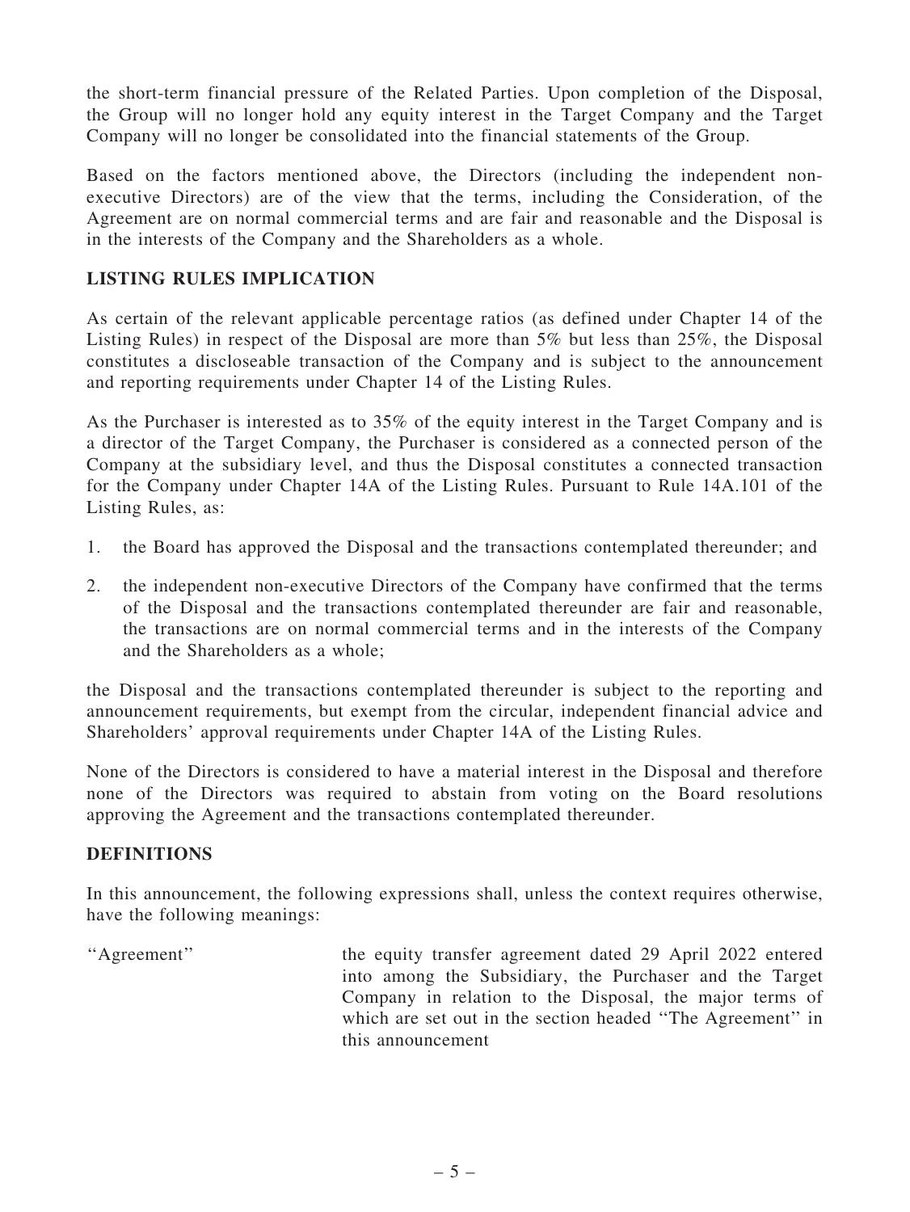the short-term financial pressure of the Related Parties. Upon completion of the Disposal, the Group will no longer hold any equity interest in the Target Company and the Target Company will no longer be consolidated into the financial statements of the Group.

Based on the factors mentioned above, the Directors (including the independent non-executive Directors) are of the view that the terms, including the Consideration, of the Agreement are on normal commercial terms and are fair and reasonable and the Disposal is in the interests of the Company and the Shareholders as a whole.

## LISTING RULES IMPLICATION

As certain of the relevant applicable percentage ratios (as defined under Chapter 14 of the Listing Rules) in respect of the Disposal are more than 5% but less than 25%, the Disposal constitutes a discloseable transaction of the Company and is subject to the announcement and reporting requirements under Chapter 14 of the Listing Rules.

As the Purchaser is interested as to 35% of the equity interest in the Target Company and is a director of the Target Company, the Purchaser is considered as a connected person of the Company at the subsidiary level, and thus the Disposal constitutes a connected transaction for the Company under Chapter 14A of the Listing Rules. Pursuant to Rule 14A.101 of the Listing Rules, as:

1. the Board has approved the Disposal and the transactions contemplated thereunder; and
2. the independent non-executive Directors of the Company have confirmed that the terms of the Disposal and the transactions contemplated thereunder are fair and reasonable, the transactions are on normal commercial terms and in the interests of the Company and the Shareholders as a whole;

the Disposal and the transactions contemplated thereunder is subject to the reporting and announcement requirements, but exempt from the circular, independent financial advice and Shareholders' approval requirements under Chapter 14A of the Listing Rules.

None of the Directors is considered to have a material interest in the Disposal and therefore none of the Directors was required to abstain from voting on the Board resolutions approving the Agreement and the transactions contemplated thereunder.

## DEFINITIONS

In this announcement, the following expressions shall, unless the context requires otherwise, have the following meanings:

| | |
|---|---|
| "Agreement" | the equity transfer agreement dated 29 April 2022 entered into among the Subsidiary, the Purchaser and the Target Company in relation to the Disposal, the major terms of which are set out in the section headed "The Agreement" in this announcement |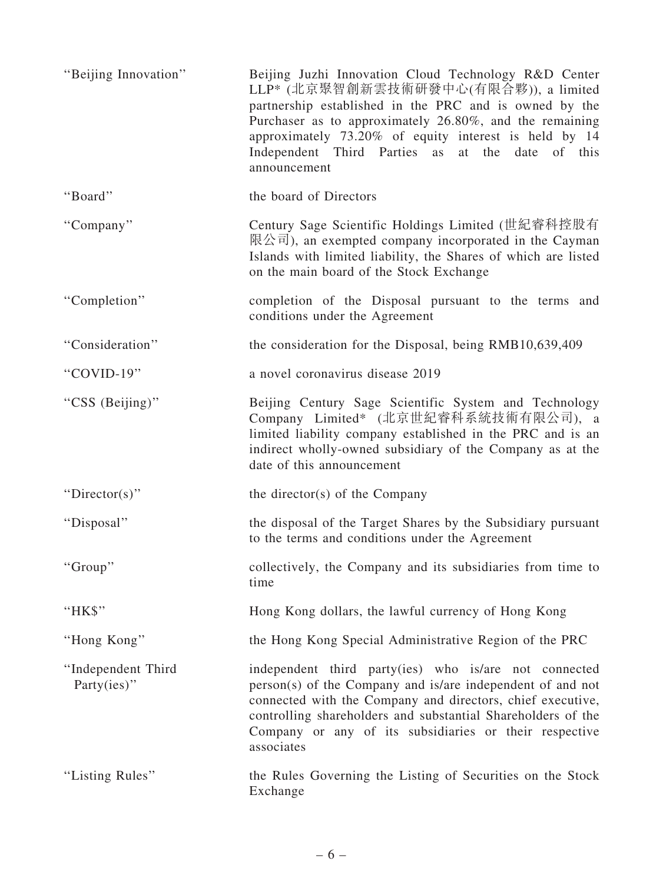| | |
|---|---|
| "Beijing Innovation" | Beijing Juzhi Innovation Cloud Technology R&D Center LLP* (北京聚智創新雲技術研發中心(有限合夥)), a limited partnership established in the PRC and is owned by the Purchaser as to approximately 26.80%, and the remaining approximately 73.20% of equity interest is held by 14 Independent Third Parties as at the date of this announcement |
| "Board" | the board of Directors |
| "Company" | Century Sage Scientific Holdings Limited (世紀睿科控股有限公司), an exempted company incorporated in the Cayman Islands with limited liability, the Shares of which are listed on the main board of the Stock Exchange |
| "Completion" | completion of the Disposal pursuant to the terms and conditions under the Agreement |
| "Consideration" | the consideration for the Disposal, being RMB10,639,409 |
| "COVID-19" | a novel coronavirus disease 2019 |
| "CSS (Beijing)" | Beijing Century Sage Scientific System and Technology Company Limited* (北京世紀睿科系統技術有限公司), a limited liability company established in the PRC and is an indirect wholly-owned subsidiary of the Company as at the date of this announcement |
| "Director(s)" | the director(s) of the Company |
| "Disposal" | the disposal of the Target Shares by the Subsidiary pursuant to the terms and conditions under the Agreement |
| "Group" | collectively, the Company and its subsidiaries from time to time |
| "HK$" | Hong Kong dollars, the lawful currency of Hong Kong |
| "Hong Kong" | the Hong Kong Special Administrative Region of the PRC |
| "Independent Third Party(ies)" | independent third party(ies) who is/are not connected person(s) of the Company and is/are independent of and not connected with the Company and directors, chief executive, controlling shareholders and substantial Shareholders of the Company or any of its subsidiaries or their respective associates |
| "Listing Rules" | the Rules Governing the Listing of Securities on the Stock Exchange |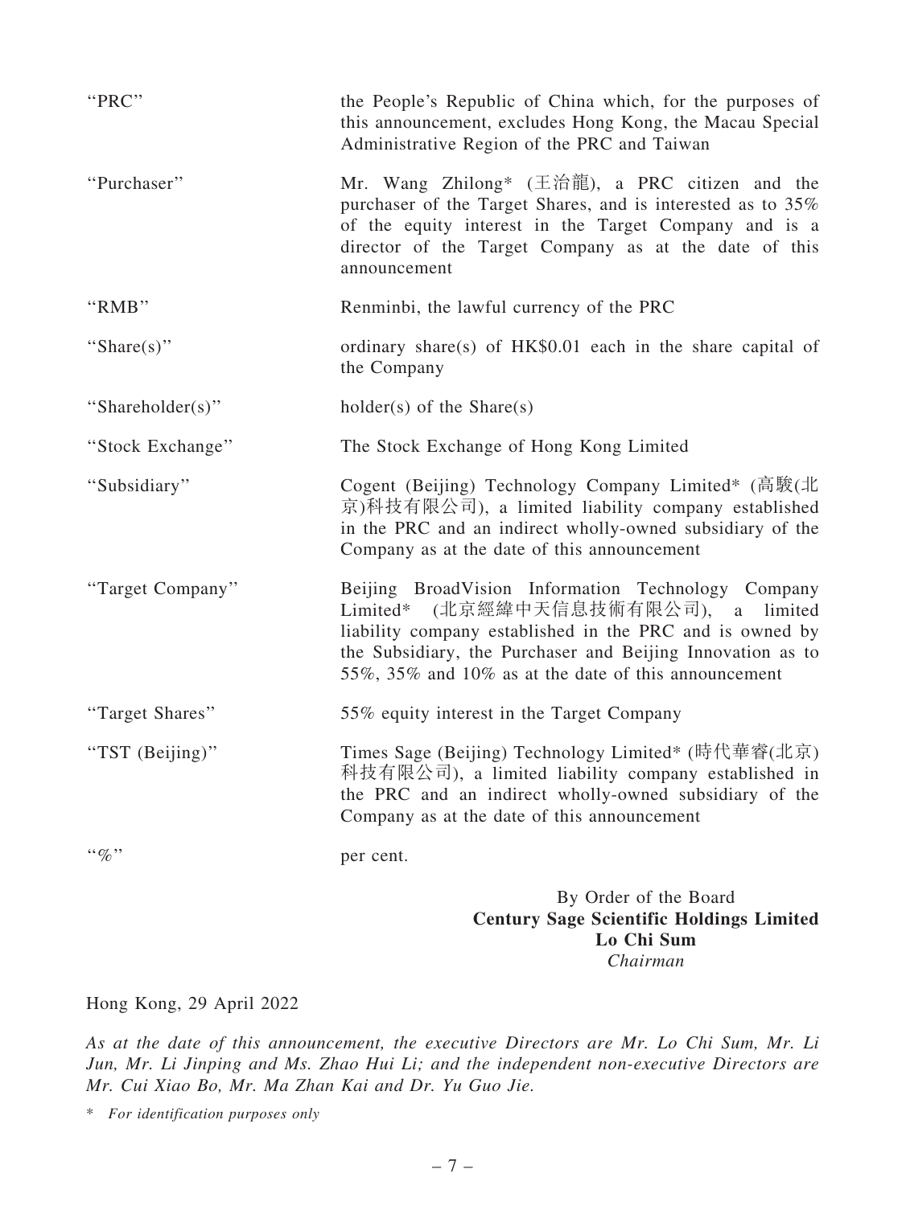| | |
|---|---|
| "PRC" | the People's Republic of China which, for the purposes of this announcement, excludes Hong Kong, the Macau Special Administrative Region of the PRC and Taiwan |
| "Purchaser" | Mr. Wang Zhilong* (王治龍), a PRC citizen and the purchaser of the Target Shares, and is interested as to 35% of the equity interest in the Target Company and is a director of the Target Company as at the date of this announcement |
| "RMB" | Renminbi, the lawful currency of the PRC |
| "Share(s)" | ordinary share(s) of HK$0.01 each in the share capital of the Company |
| "Shareholder(s)" | holder(s) of the Share(s) |
| "Stock Exchange" | The Stock Exchange of Hong Kong Limited |
| "Subsidiary" | Cogent (Beijing) Technology Company Limited* (高駿(北京)科技有限公司), a limited liability company established in the PRC and an indirect wholly-owned subsidiary of the Company as at the date of this announcement |
| "Target Company" | Beijing BroadVision Information Technology Company Limited* (北京經緯中天信息技術有限公司), a limited liability company established in the PRC and is owned by the Subsidiary, the Purchaser and Beijing Innovation as to 55%, 35% and 10% as at the date of this announcement |
| "Target Shares" | 55% equity interest in the Target Company |
| "TST (Beijing)" | Times Sage (Beijing) Technology Limited* (時代華睿(北京)科技有限公司), a limited liability company established in the PRC and an indirect wholly-owned subsidiary of the Company as at the date of this announcement |
| "%" | per cent. |

By Order of the Board
**Century Sage Scientific Holdings Limited**
**Lo Chi Sum**
*Chairman*

Hong Kong, 29 April 2022

*As at the date of this announcement, the executive Directors are Mr. Lo Chi Sum, Mr. Li Jun, Mr. Li Jinping and Ms. Zhao Hui Li; and the independent non-executive Directors are Mr. Cui Xiao Bo, Mr. Ma Zhan Kai and Dr. Yu Guo Jie.*

\* *For identification purposes only*